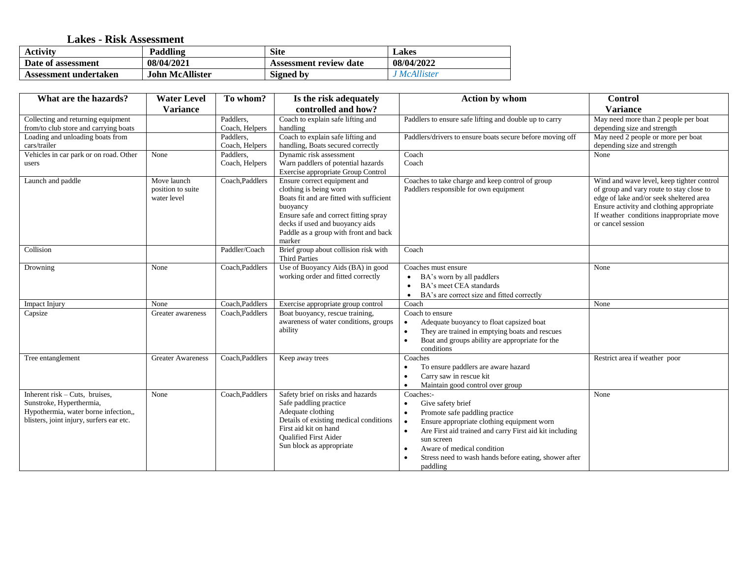# Lakes - Risk Assessment

| Activity | Paddling | Site | Lakes |
|---|---|---|---|
| Date of assessment | 08/04/2021 | Assessment review date | 08/04/2022 |
| Assessment undertaken | John McAllister | Signed by | *J McAllister* |

| What are the hazards? | Water Level Variance | To whom? | Is the risk adequately controlled and how? | Action by whom | Control Variance |
|---|---|---|---|---|---|
| Collecting and returning equipment from/to club store and carrying boats | | Paddlers, Coach, Helpers | Coach to explain safe lifting and handling | Paddlers to ensure safe lifting and double up to carry | May need more than 2 people per boat depending size and strength |
| Loading and unloading boats from cars/trailer | | Paddlers, Coach, Helpers | Coach to explain safe lifting and handling, Boats secured correctly | Paddlers/drivers to ensure boats secure before moving off | May need 2 people or more per boat depending size and strength |
| Vehicles in car park or on road. Other users | None | Paddlers, Coach, Helpers | Dynamic risk assessment<br>Warn paddlers of potential hazards<br>Exercise appropriate Group Control | Coach<br>Coach | None |
| Launch and paddle | Move launch position to suite water level | Coach,Paddlers | Ensure correct equipment and clothing is being worn<br>Boats fit and are fitted with sufficient buoyancy<br>Ensure safe and correct fitting spray decks if used and buoyancy aids<br>Paddle as a group with front and back marker | Coaches to take charge and keep control of group<br>Paddlers responsible for own equipment | Wind and wave level, keep tighter control of group and vary route to stay close to edge of lake and/or seek sheltered area<br>Ensure activity and clothing appropriate<br>If weather conditions inappropriate move or cancel session |
| Collision | | Paddler/Coach | Brief group about collision risk with Third Parties | Coach | |
| Drowning | None | Coach,Paddlers | Use of Buoyancy Aids (BA) in good working order and fitted correctly | Coaches must ensure<br>• BA's worn by all paddlers<br>• BA's meet CEA standards<br>• BA's are correct size and fitted correctly | None |
| Impact Injury | None | Coach,Paddlers | Exercise appropriate group control | Coach | None |
| Capsize | Greater awareness | Coach,Paddlers | Boat buoyancy, rescue training, awareness of water conditions, groups ability | Coach to ensure<br>• Adequate buoyancy to float capsized boat<br>• They are trained in emptying boats and rescues<br>• Boat and groups ability are appropriate for the conditions | |
| Tree entanglement | Greater Awareness | Coach,Paddlers | Keep away trees | Coaches<br>• To ensure paddlers are aware hazard<br>• Carry saw in rescue kit<br>• Maintain good control over group | Restrict area if weather poor |
| Inherent risk – Cuts, bruises, Sunstroke, Hyperthermia, Hypothermia, water borne infection,, blisters, joint injury, surfers ear etc. | None | Coach,Paddlers | Safety brief on risks and hazards<br>Safe paddling practice<br>Adequate clothing<br>Details of existing medical conditions<br>First aid kit on hand<br>Qualified First Aider<br>Sun block as appropriate | Coaches:-<br>• Give safety brief<br>• Promote safe paddling practice<br>• Ensure appropriate clothing equipment worn<br>• Are First aid trained and carry First aid kit including sun screen<br>• Aware of medical condition<br>• Stress need to wash hands before eating, shower after paddling | None |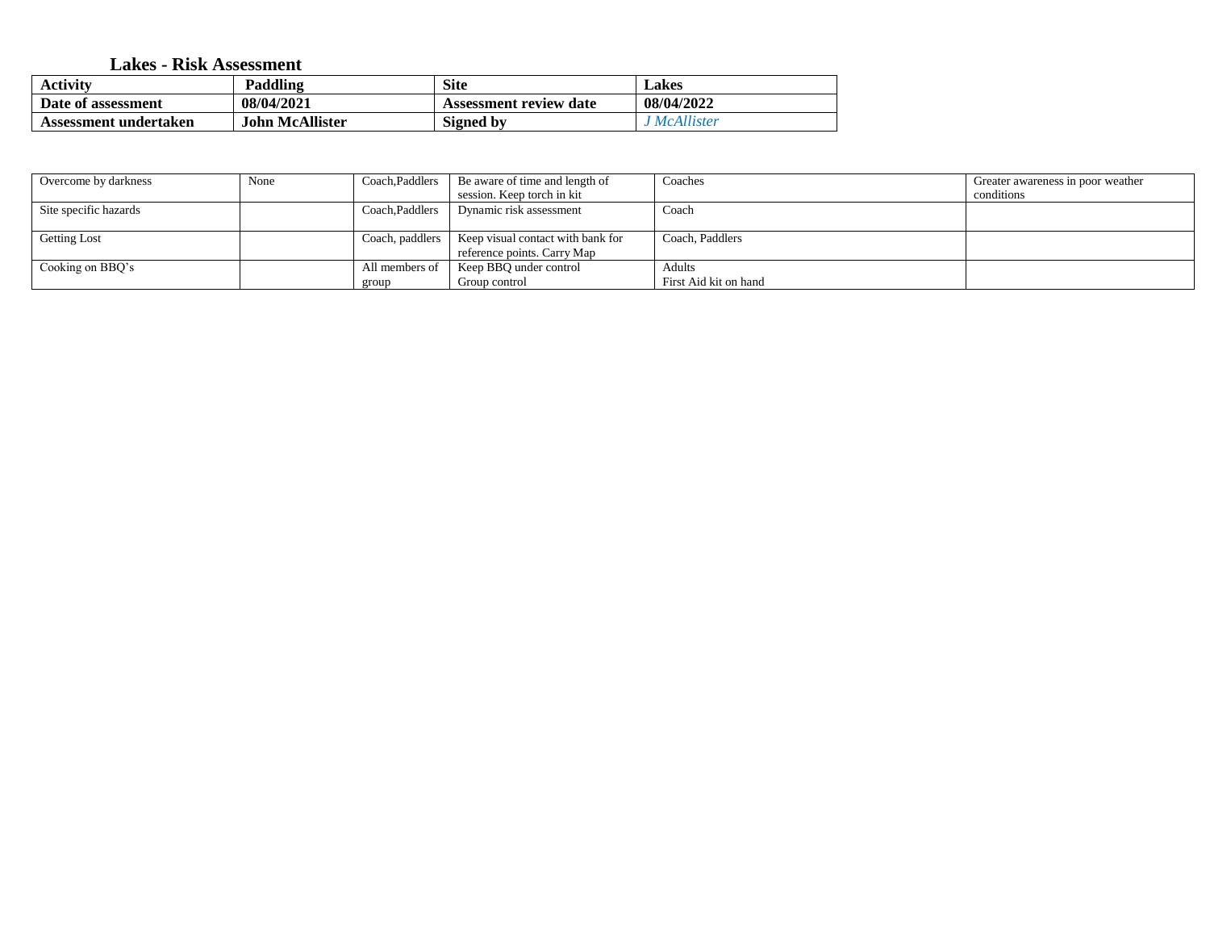## Lakes - Risk Assessment

| Activity | Paddling | Site | Lakes |
|---|---|---|---|
| Date of assessment | 08/04/2021 | Assessment review date | 08/04/2022 |
| Assessment undertaken | John McAllister | Signed by | *J McAllister* |

| | | | | | |
|---|---|---|---|---|---|
| Overcome by darkness | None | Coach,Paddlers | Be aware of time and length of session. Keep torch in kit | Coaches | Greater awareness in poor weather conditions |
| Site specific hazards | | Coach,Paddlers | Dynamic risk assessment | Coach | |
| Getting Lost | | Coach, paddlers | Keep visual contact with bank for reference points. Carry Map | Coach, Paddlers | |
| Cooking on BBQ's | | All members of group | Keep BBQ under control<br>Group control | Adults<br>First Aid kit on hand | |